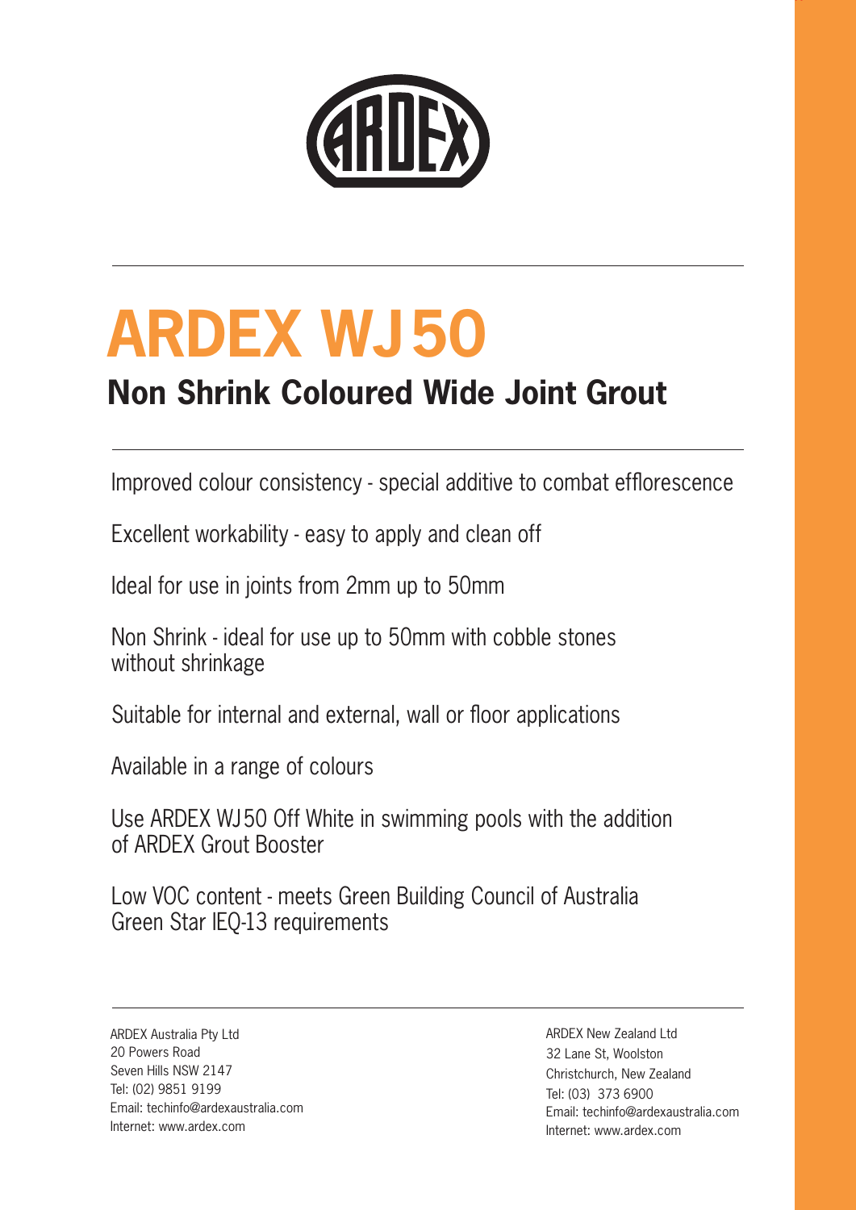# ARDEX WJ50

## Non Shrink Coloured Wide Joint Grout

Improved colour consistency - special additive to combat efflorescence

Excellent workability - easy to apply and clean off

Ideal for use in joints from 2mm up to 50mm

Non Shrink - ideal for use up to 50mm with cobble stones without shrinkage

Suitable for internal and external, wall or floor applications

Available in a range of colours

Use ARDEX WJ50 Off White in swimming pools with the addition of ARDEX Grout Booster

Low VOC content - meets Green Building Council of Australia Green Star IEQ-13 requirements

ARDEX Australia Pty Ltd
20 Powers Road
Seven Hills NSW 2147
Tel: (02) 9851 9199
Email: techinfo@ardexaustralia.com
Internet: www.ardex.com

ARDEX New Zealand Ltd
32 Lane St, Woolston
Christchurch, New Zealand
Tel: (03) 373 6900
Email: techinfo@ardexaustralia.com
Internet: www.ardex.com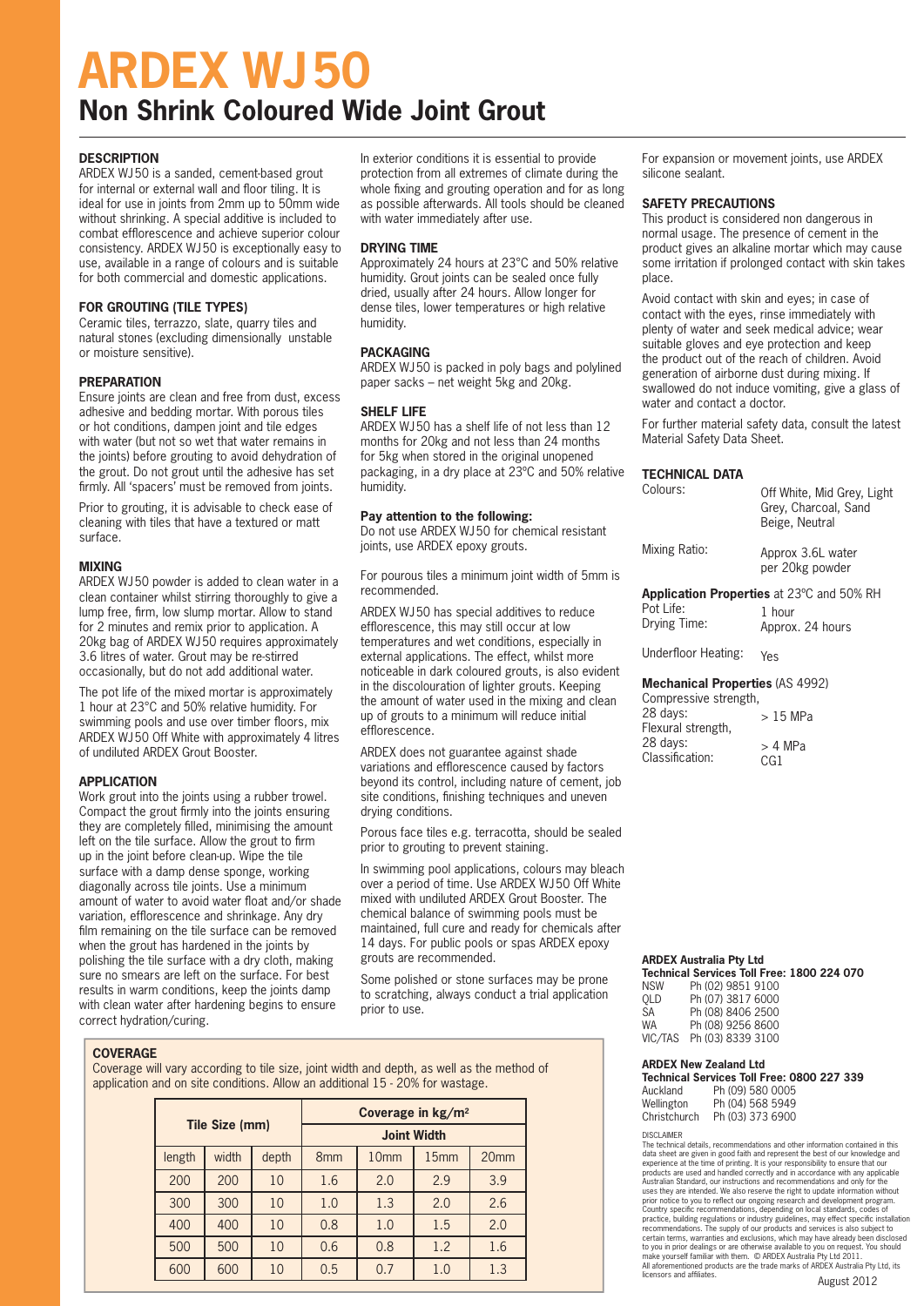# ARDEX WJ50

## Non Shrink Coloured Wide Joint Grout

### DESCRIPTION

ARDEX WJ50 is a sanded, cement-based grout for internal or external wall and floor tiling. It is ideal for use in joints from 2mm up to 50mm wide without shrinking. A special additive is included to combat efflorescence and achieve superior colour consistency. ARDEX WJ50 is exceptionally easy to use, available in a range of colours and is suitable for both commercial and domestic applications.

### FOR GROUTING (TILE TYPES)

Ceramic tiles, terrazzo, slate, quarry tiles and natural stones (excluding dimensionally unstable or moisture sensitive).

### PREPARATION

Ensure joints are clean and free from dust, excess adhesive and bedding mortar. With porous tiles or hot conditions, dampen joint and tile edges with water (but not so wet that water remains in the joints) before grouting to avoid dehydration of the grout. Do not grout until the adhesive has set firmly. All 'spacers' must be removed from joints.

Prior to grouting, it is advisable to check ease of cleaning with tiles that have a textured or matt surface.

### MIXING

ARDEX WJ50 powder is added to clean water in a clean container whilst stirring thoroughly to give a lump free, firm, low slump mortar. Allow to stand for 2 minutes and remix prior to application. A 20kg bag of ARDEX WJ50 requires approximately 3.6 litres of water. Grout may be re-stirred occasionally, but do not add additional water.

The pot life of the mixed mortar is approximately 1 hour at 23°C and 50% relative humidity. For swimming pools and use over timber floors, mix ARDEX WJ50 Off White with approximately 4 litres of undiluted ARDEX Grout Booster.

### APPLICATION

Work grout into the joints using a rubber trowel. Compact the grout firmly into the joints ensuring they are completely filled, minimising the amount left on the tile surface. Allow the grout to firm up in the joint before clean-up. Wipe the tile surface with a damp dense sponge, working diagonally across tile joints. Use a minimum amount of water to avoid water float and/or shade variation, efflorescence and shrinkage. Any dry film remaining on the tile surface can be removed when the grout has hardened in the joints by polishing the tile surface with a dry cloth, making sure no smears are left on the surface. For best results in warm conditions, keep the joints damp with clean water after hardening begins to ensure correct hydration/curing.

In exterior conditions it is essential to provide protection from all extremes of climate during the whole fixing and grouting operation and for as long as possible afterwards. All tools should be cleaned with water immediately after use.

### DRYING TIME

Approximately 24 hours at 23°C and 50% relative humidity. Grout joints can be sealed once fully dried, usually after 24 hours. Allow longer for dense tiles, lower temperatures or high relative humidity.

### PACKAGING

ARDEX WJ50 is packed in poly bags and polylined paper sacks – net weight 5kg and 20kg.

### SHELF LIFE

ARDEX WJ50 has a shelf life of not less than 12 months for 20kg and not less than 24 months for 5kg when stored in the original unopened packaging, in a dry place at 23°C and 50% relative humidity.

### Pay attention to the following:

Do not use ARDEX WJ50 for chemical resistant joints, use ARDEX epoxy grouts.

For pourous tiles a minimum joint width of 5mm is recommended.

ARDEX WJ50 has special additives to reduce efflorescence, this may still occur at low temperatures and wet conditions, especially in external applications. The effect, whilst more noticeable in dark coloured grouts, is also evident in the discolouration of lighter grouts. Keeping the amount of water used in the mixing and clean up of grouts to a minimum will reduce initial efflorescence.

ARDEX does not guarantee against shade variations and efflorescence caused by factors beyond its control, including nature of cement, job site conditions, finishing techniques and uneven drying conditions.

Porous face tiles e.g. terracotta, should be sealed prior to grouting to prevent staining.

In swimming pool applications, colours may bleach over a period of time. Use ARDEX WJ50 Off White mixed with undiluted ARDEX Grout Booster. The chemical balance of swimming pools must be maintained, full cure and ready for chemicals after 14 days. For public pools or spas ARDEX epoxy grouts are recommended.

Some polished or stone surfaces may be prone to scratching, always conduct a trial application prior to use.

For expansion or movement joints, use ARDEX silicone sealant.

### SAFETY PRECAUTIONS

This product is considered non dangerous in normal usage. The presence of cement in the product gives an alkaline mortar which may cause some irritation if prolonged contact with skin takes place.

Avoid contact with skin and eyes; in case of contact with the eyes, rinse immediately with plenty of water and seek medical advice; wear suitable gloves and eye protection and keep the product out of the reach of children. Avoid generation of airborne dust during mixing. If swallowed do not induce vomiting, give a glass of water and contact a doctor.

For further material safety data, consult the latest Material Safety Data Sheet.

### TECHNICAL DATA

| | |
|---|---|
| Colours: | Off White, Mid Grey, Light Grey, Charcoal, Sand Beige, Neutral |
| Mixing Ratio: | Approx 3.6L water per 20kg powder |

**Application Properties** at 23°C and 50% RH

| | |
|---|---|
| Pot Life: | 1 hour |
| Drying Time: | Approx. 24 hours |
| Underfloor Heating: | Yes |

**Mechanical Properties** (AS 4992)

| | |
|---|---|
| Compressive strength, 28 days: | > 15 MPa |
| Flexural strength, 28 days: | > 4 MPa |
| Classification: | CG1 |

### COVERAGE

Coverage will vary according to tile size, joint width and depth, as well as the method of application and on site conditions. Allow an additional 15 - 20% for wastage.

| Tile Size (mm) | | | Coverage in kg/m² | | | |
|---|---|---|---|---|---|---|
| | | | Joint Width | | | |
| length | width | depth | 8mm | 10mm | 15mm | 20mm |
| 200 | 200 | 10 | 1.6 | 2.0 | 2.9 | 3.9 |
| 300 | 300 | 10 | 1.0 | 1.3 | 2.0 | 2.6 |
| 400 | 400 | 10 | 0.8 | 1.0 | 1.5 | 2.0 |
| 500 | 500 | 10 | 0.6 | 0.8 | 1.2 | 1.6 |
| 600 | 600 | 10 | 0.5 | 0.7 | 1.0 | 1.3 |

**ARDEX Australia Pty Ltd**
**Technical Services Toll Free: 1800 224 070**

| | |
|---|---|
| NSW | Ph (02) 9851 9100 |
| QLD | Ph (07) 3817 6000 |
| SA | Ph (08) 8406 2500 |
| WA | Ph (08) 9256 8600 |
| VIC/TAS | Ph (03) 8339 3100 |

**ARDEX New Zealand Ltd**
**Technical Services Toll Free: 0800 227 339**

| | |
|---|---|
| Auckland | Ph (09) 580 0005 |
| Wellington | Ph (04) 568 5949 |
| Christchurch | Ph (03) 373 6900 |

DISCLAIMER
The technical details, recommendations and other information contained in this data sheet are given in good faith and represent the best of our knowledge and experience at the time of printing. It is your responsibility to ensure that our products are used and handled correctly and in accordance with any applicable Australian Standard, our instructions and recommendations and only for the uses they are intended. We also reserve the right to update information without prior notice to you to reflect our ongoing research and development program. Country specific recommendations, depending on local standards, codes of practice, building regulations or industry guidelines, may effect specific installation recommendations. The supply of our products and services is also subject to certain terms, warranties and exclusions, which may have already been disclosed to you in prior dealings or are otherwise available to you on request. You should make yourself familiar with them. © ARDEX Australia Pty Ltd 2011.
All aforementioned products are the trade marks of ARDEX Australia Pty Ltd, its licensors and affiliates.

August 2012